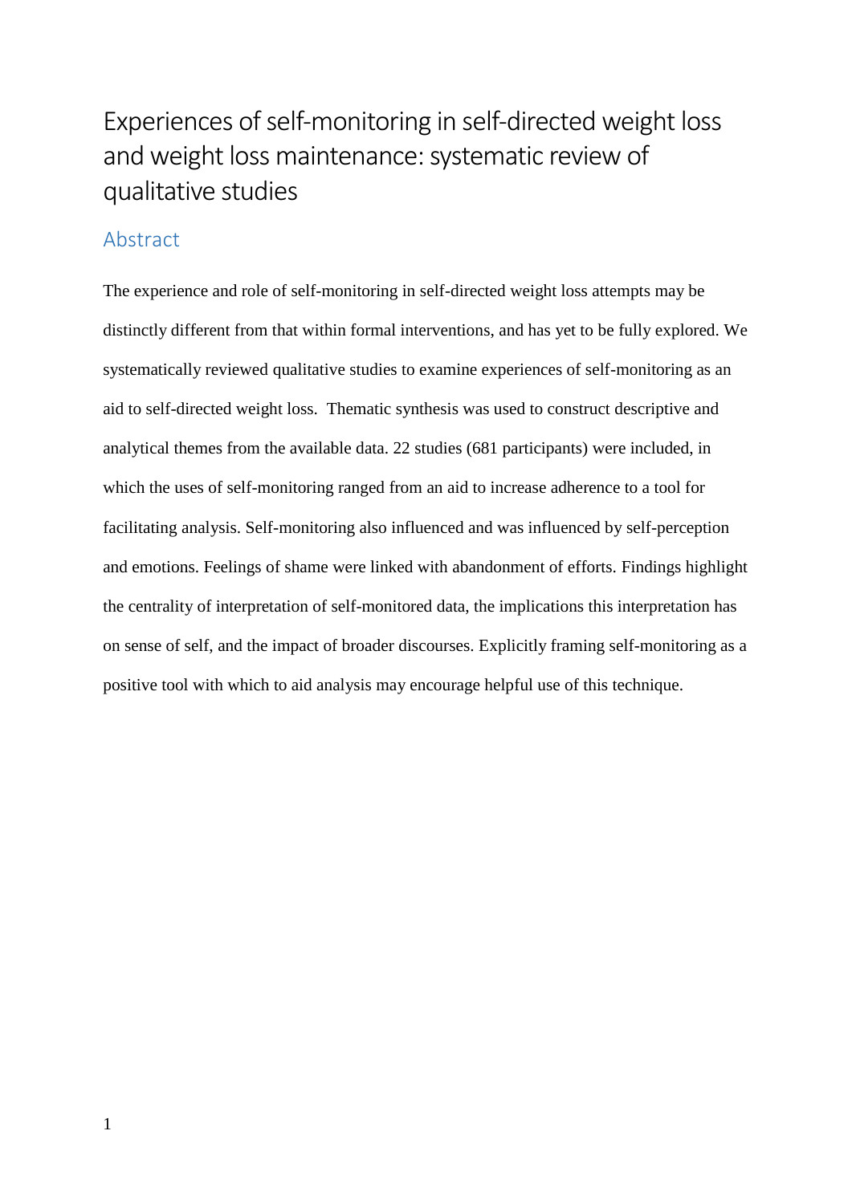# Experiences of self-monitoring in self-directed weight loss and weight loss maintenance: systematic review of qualitative studies

## Abstract

The experience and role of self-monitoring in self-directed weight loss attempts may be distinctly different from that within formal interventions, and has yet to be fully explored. We systematically reviewed qualitative studies to examine experiences of self-monitoring as an aid to self-directed weight loss. Thematic synthesis was used to construct descriptive and analytical themes from the available data. 22 studies (681 participants) were included, in which the uses of self-monitoring ranged from an aid to increase adherence to a tool for facilitating analysis. Self-monitoring also influenced and was influenced by self-perception and emotions. Feelings of shame were linked with abandonment of efforts. Findings highlight the centrality of interpretation of self-monitored data, the implications this interpretation has on sense of self, and the impact of broader discourses. Explicitly framing self-monitoring as a positive tool with which to aid analysis may encourage helpful use of this technique.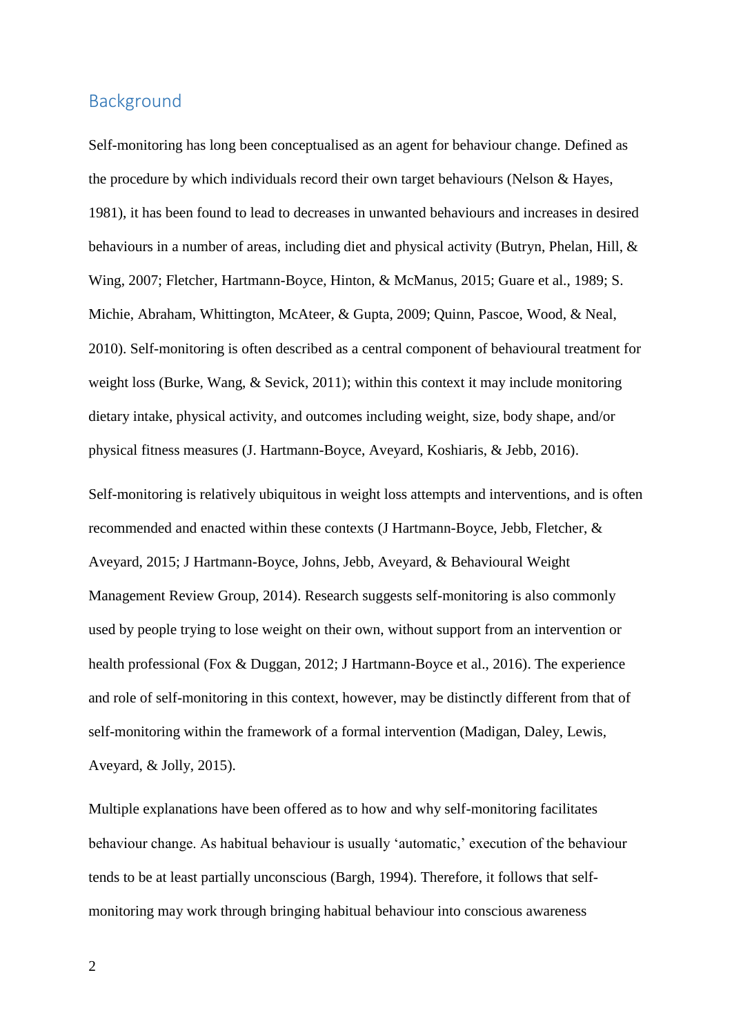## Background

Self-monitoring has long been conceptualised as an agent for behaviour change. Defined as the procedure by which individuals record their own target behaviours (Nelson & Hayes, 1981), it has been found to lead to decreases in unwanted behaviours and increases in desired behaviours in a number of areas, including diet and physical activity (Butryn, Phelan, Hill, & Wing, 2007; Fletcher, Hartmann-Boyce, Hinton, & McManus, 2015; Guare et al., 1989; S. Michie, Abraham, Whittington, McAteer, & Gupta, 2009; Quinn, Pascoe, Wood, & Neal, 2010). Self-monitoring is often described as a central component of behavioural treatment for weight loss (Burke, Wang, & Sevick, 2011); within this context it may include monitoring dietary intake, physical activity, and outcomes including weight, size, body shape, and/or physical fitness measures (J. Hartmann-Boyce, Aveyard, Koshiaris, & Jebb, 2016).

Self-monitoring is relatively ubiquitous in weight loss attempts and interventions, and is often recommended and enacted within these contexts (J Hartmann-Boyce, Jebb, Fletcher, & Aveyard, 2015; J Hartmann-Boyce, Johns, Jebb, Aveyard, & Behavioural Weight Management Review Group, 2014). Research suggests self-monitoring is also commonly used by people trying to lose weight on their own, without support from an intervention or health professional (Fox & Duggan, 2012; J Hartmann-Boyce et al., 2016). The experience and role of self-monitoring in this context, however, may be distinctly different from that of self-monitoring within the framework of a formal intervention (Madigan, Daley, Lewis, Aveyard, & Jolly, 2015).

Multiple explanations have been offered as to how and why self-monitoring facilitates behaviour change. As habitual behaviour is usually 'automatic,' execution of the behaviour tends to be at least partially unconscious (Bargh, 1994). Therefore, it follows that self-monitoring may work through bringing habitual behaviour into conscious awareness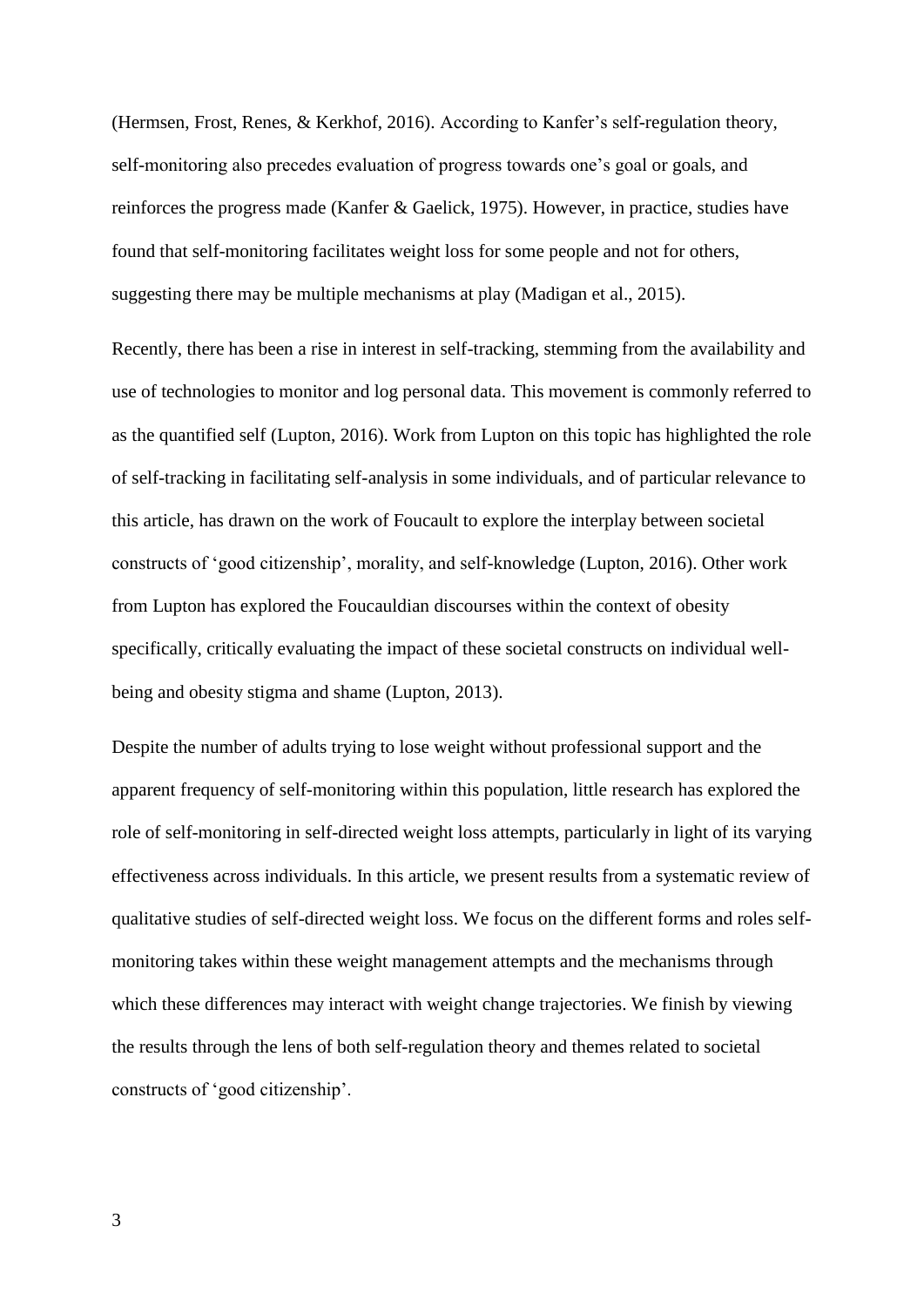(Hermsen, Frost, Renes, & Kerkhof, 2016). According to Kanfer's self-regulation theory, self-monitoring also precedes evaluation of progress towards one's goal or goals, and reinforces the progress made (Kanfer & Gaelick, 1975). However, in practice, studies have found that self-monitoring facilitates weight loss for some people and not for others, suggesting there may be multiple mechanisms at play (Madigan et al., 2015).

Recently, there has been a rise in interest in self-tracking, stemming from the availability and use of technologies to monitor and log personal data. This movement is commonly referred to as the quantified self (Lupton, 2016). Work from Lupton on this topic has highlighted the role of self-tracking in facilitating self-analysis in some individuals, and of particular relevance to this article, has drawn on the work of Foucault to explore the interplay between societal constructs of 'good citizenship', morality, and self-knowledge (Lupton, 2016). Other work from Lupton has explored the Foucauldian discourses within the context of obesity specifically, critically evaluating the impact of these societal constructs on individual well-being and obesity stigma and shame (Lupton, 2013).

Despite the number of adults trying to lose weight without professional support and the apparent frequency of self-monitoring within this population, little research has explored the role of self-monitoring in self-directed weight loss attempts, particularly in light of its varying effectiveness across individuals. In this article, we present results from a systematic review of qualitative studies of self-directed weight loss. We focus on the different forms and roles self-monitoring takes within these weight management attempts and the mechanisms through which these differences may interact with weight change trajectories. We finish by viewing the results through the lens of both self-regulation theory and themes related to societal constructs of 'good citizenship'.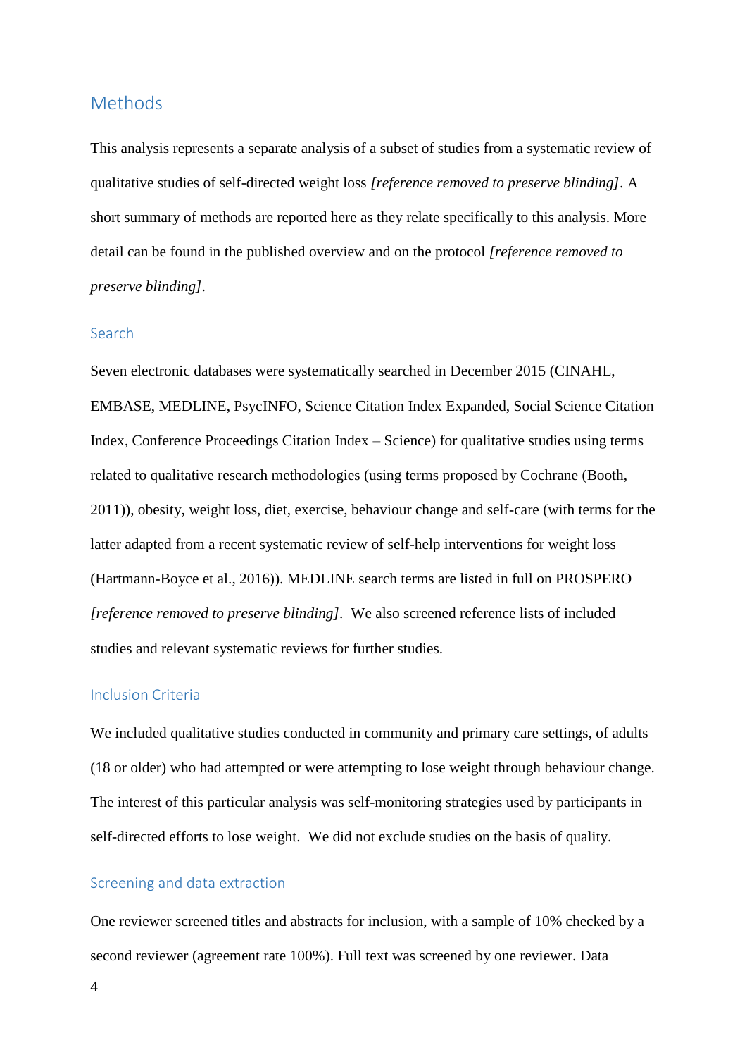## Methods

This analysis represents a separate analysis of a subset of studies from a systematic review of qualitative studies of self-directed weight loss *[reference removed to preserve blinding]*. A short summary of methods are reported here as they relate specifically to this analysis. More detail can be found in the published overview and on the protocol *[reference removed to preserve blinding]*.

### Search

Seven electronic databases were systematically searched in December 2015 (CINAHL, EMBASE, MEDLINE, PsycINFO, Science Citation Index Expanded, Social Science Citation Index, Conference Proceedings Citation Index – Science) for qualitative studies using terms related to qualitative research methodologies (using terms proposed by Cochrane (Booth, 2011)), obesity, weight loss, diet, exercise, behaviour change and self-care (with terms for the latter adapted from a recent systematic review of self-help interventions for weight loss (Hartmann-Boyce et al., 2016)). MEDLINE search terms are listed in full on PROSPERO *[reference removed to preserve blinding]*. We also screened reference lists of included studies and relevant systematic reviews for further studies.

### Inclusion Criteria

We included qualitative studies conducted in community and primary care settings, of adults (18 or older) who had attempted or were attempting to lose weight through behaviour change. The interest of this particular analysis was self-monitoring strategies used by participants in self-directed efforts to lose weight. We did not exclude studies on the basis of quality.

### Screening and data extraction

One reviewer screened titles and abstracts for inclusion, with a sample of 10% checked by a second reviewer (agreement rate 100%). Full text was screened by one reviewer. Data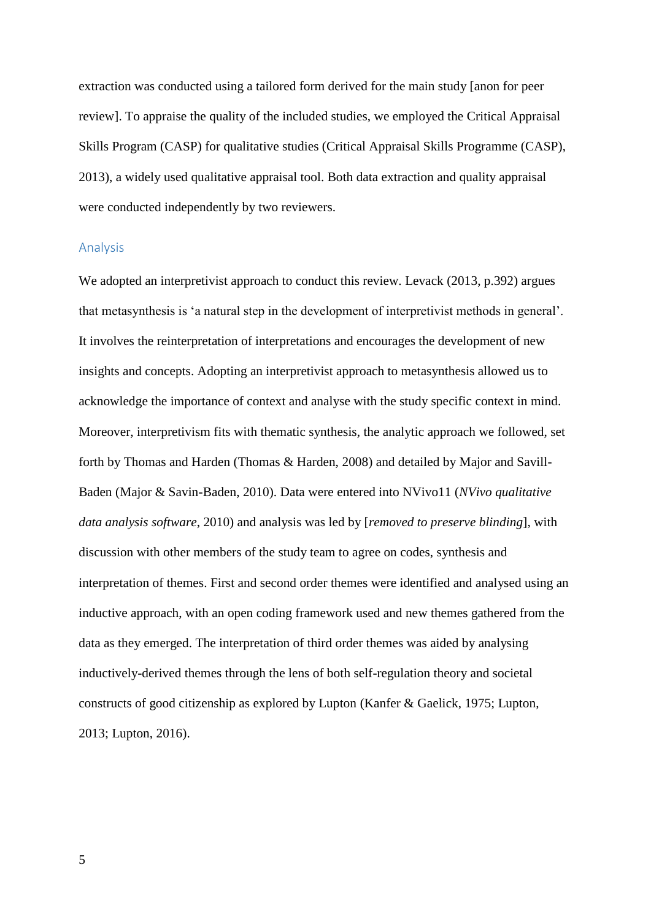extraction was conducted using a tailored form derived for the main study [anon for peer review]. To appraise the quality of the included studies, we employed the Critical Appraisal Skills Program (CASP) for qualitative studies (Critical Appraisal Skills Programme (CASP), 2013), a widely used qualitative appraisal tool. Both data extraction and quality appraisal were conducted independently by two reviewers.

## Analysis

We adopted an interpretivist approach to conduct this review. Levack (2013, p.392) argues that metasynthesis is 'a natural step in the development of interpretivist methods in general'. It involves the reinterpretation of interpretations and encourages the development of new insights and concepts. Adopting an interpretivist approach to metasynthesis allowed us to acknowledge the importance of context and analyse with the study specific context in mind. Moreover, interpretivism fits with thematic synthesis, the analytic approach we followed, set forth by Thomas and Harden (Thomas & Harden, 2008) and detailed by Major and Savill-Baden (Major & Savin-Baden, 2010). Data were entered into NVivo11 (*NVivo qualitative data analysis software*, 2010) and analysis was led by [*removed to preserve blinding*], with discussion with other members of the study team to agree on codes, synthesis and interpretation of themes. First and second order themes were identified and analysed using an inductive approach, with an open coding framework used and new themes gathered from the data as they emerged. The interpretation of third order themes was aided by analysing inductively-derived themes through the lens of both self-regulation theory and societal constructs of good citizenship as explored by Lupton (Kanfer & Gaelick, 1975; Lupton, 2013; Lupton, 2016).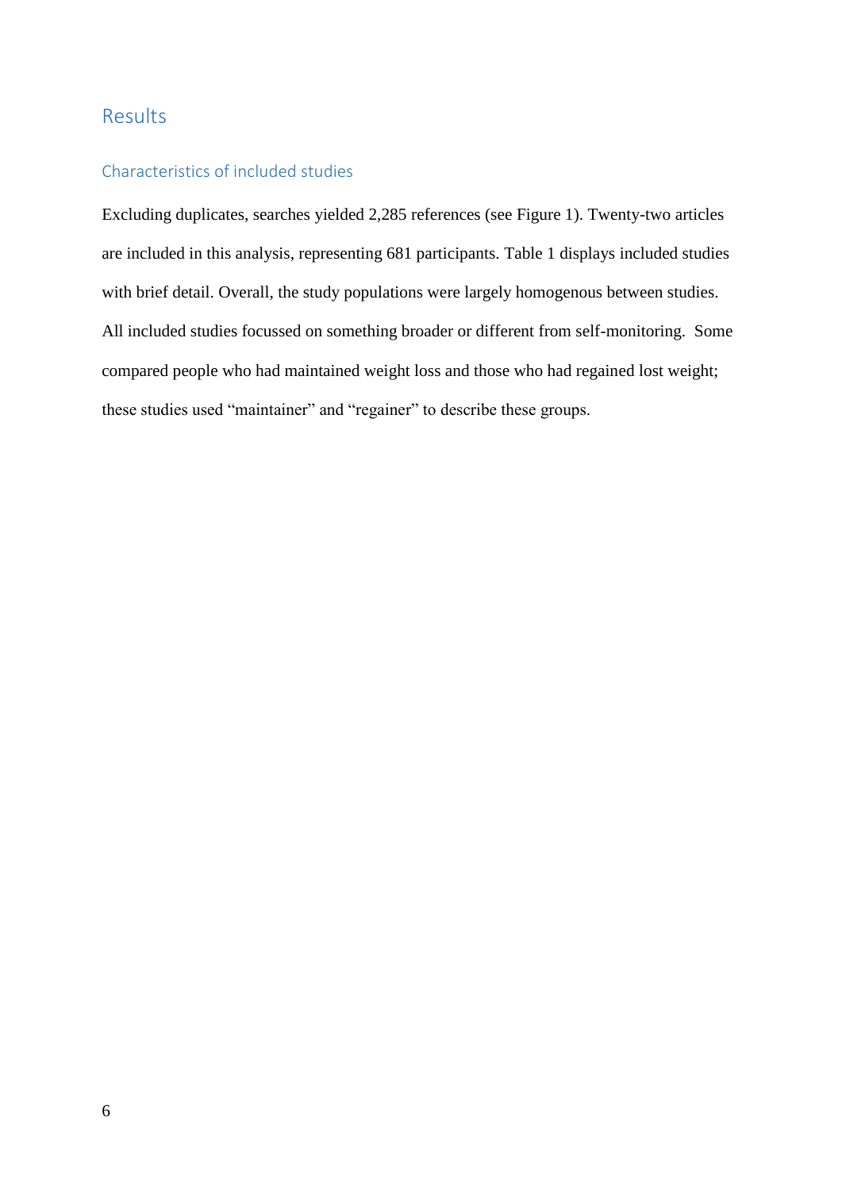## Results

### Characteristics of included studies

Excluding duplicates, searches yielded 2,285 references (see Figure 1). Twenty-two articles are included in this analysis, representing 681 participants. Table 1 displays included studies with brief detail. Overall, the study populations were largely homogenous between studies. All included studies focussed on something broader or different from self-monitoring. Some compared people who had maintained weight loss and those who had regained lost weight; these studies used "maintainer" and "regainer" to describe these groups.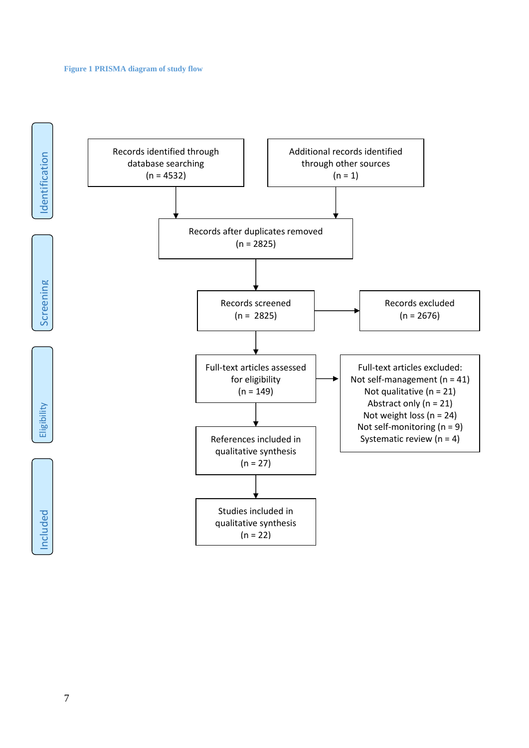**Figure 1 PRISMA diagram of study flow**

**Identification**

- Records identified through database searching (n = 4532)
- Additional records identified through other sources (n = 1)

Records after duplicates removed (n = 2825)

**Screening**

- Records screened (n = 2825)
- Records excluded (n = 2676)

**Eligibility**

- Full-text articles assessed for eligibility (n = 149)
- Full-text articles excluded:
  - Not self-management (n = 41)
  - Not qualitative (n = 21)
  - Abstract only (n = 21)
  - Not weight loss (n = 24)
  - Not self-monitoring (n = 9)
  - Systematic review (n = 4)

**Included**

- References included in qualitative synthesis (n = 27)
- Studies included in qualitative synthesis (n = 22)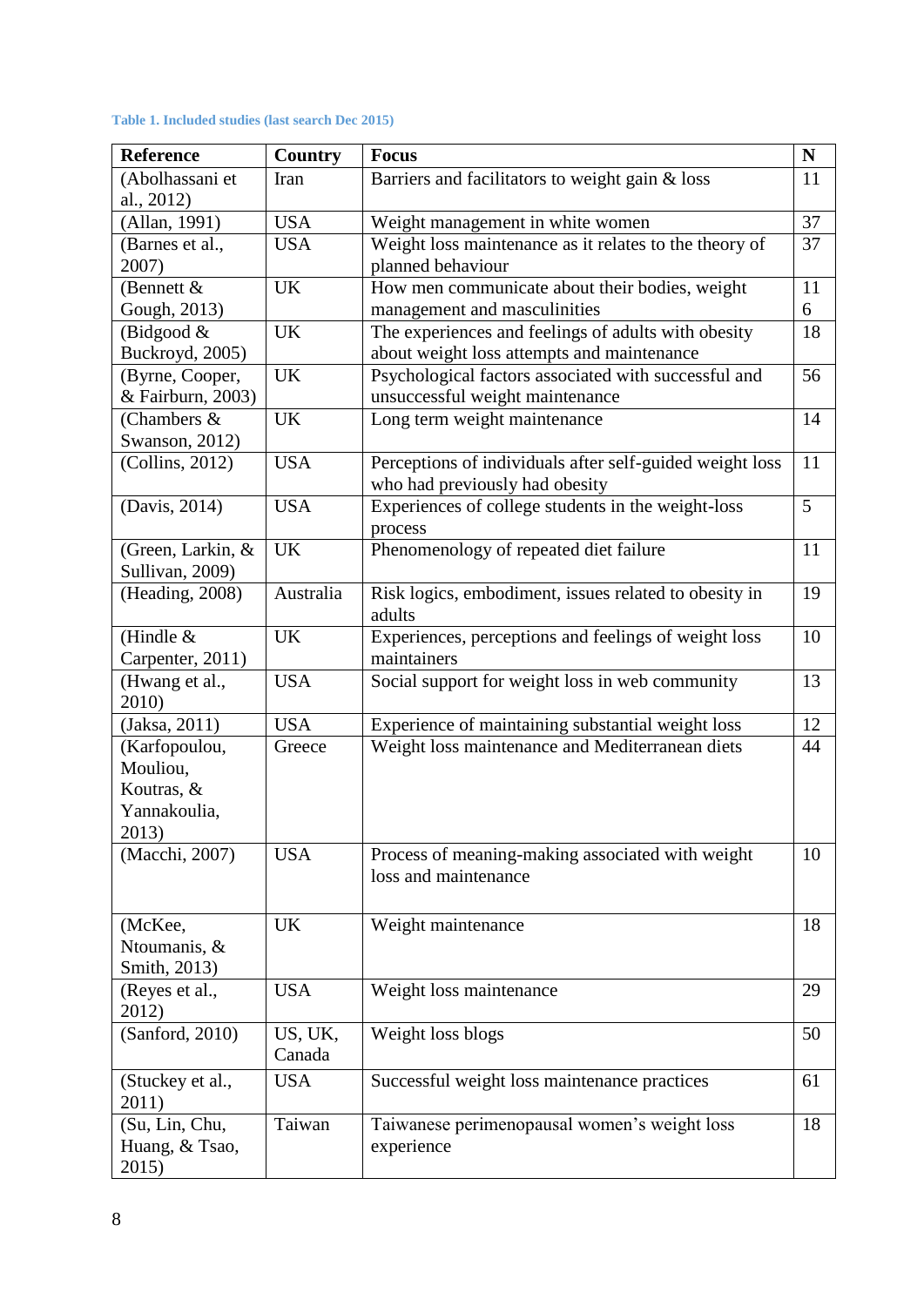**Table 1. Included studies (last search Dec 2015)**

| Reference | Country | Focus | N |
|---|---|---|---|
| (Abolhassani et al., 2012) | Iran | Barriers and facilitators to weight gain & loss | 11 |
| (Allan, 1991) | USA | Weight management in white women | 37 |
| (Barnes et al., 2007) | USA | Weight loss maintenance as it relates to the theory of planned behaviour | 37 |
| (Bennett & Gough, 2013) | UK | How men communicate about their bodies, weight management and masculinities | 116 |
| (Bidgood & Buckroyd, 2005) | UK | The experiences and feelings of adults with obesity about weight loss attempts and maintenance | 18 |
| (Byrne, Cooper, & Fairburn, 2003) | UK | Psychological factors associated with successful and unsuccessful weight maintenance | 56 |
| (Chambers & Swanson, 2012) | UK | Long term weight maintenance | 14 |
| (Collins, 2012) | USA | Perceptions of individuals after self-guided weight loss who had previously had obesity | 11 |
| (Davis, 2014) | USA | Experiences of college students in the weight-loss process | 5 |
| (Green, Larkin, & Sullivan, 2009) | UK | Phenomenology of repeated diet failure | 11 |
| (Heading, 2008) | Australia | Risk logics, embodiment, issues related to obesity in adults | 19 |
| (Hindle & Carpenter, 2011) | UK | Experiences, perceptions and feelings of weight loss maintainers | 10 |
| (Hwang et al., 2010) | USA | Social support for weight loss in web community | 13 |
| (Jaksa, 2011) | USA | Experience of maintaining substantial weight loss | 12 |
| (Karfopoulou, Mouliou, Koutras, & Yannakoulia, 2013) | Greece | Weight loss maintenance and Mediterranean diets | 44 |
| (Macchi, 2007) | USA | Process of meaning-making associated with weight loss and maintenance | 10 |
| (McKee, Ntoumanis, & Smith, 2013) | UK | Weight maintenance | 18 |
| (Reyes et al., 2012) | USA | Weight loss maintenance | 29 |
| (Sanford, 2010) | US, UK, Canada | Weight loss blogs | 50 |
| (Stuckey et al., 2011) | USA | Successful weight loss maintenance practices | 61 |
| (Su, Lin, Chu, Huang, & Tsao, 2015) | Taiwan | Taiwanese perimenopausal women's weight loss experience | 18 |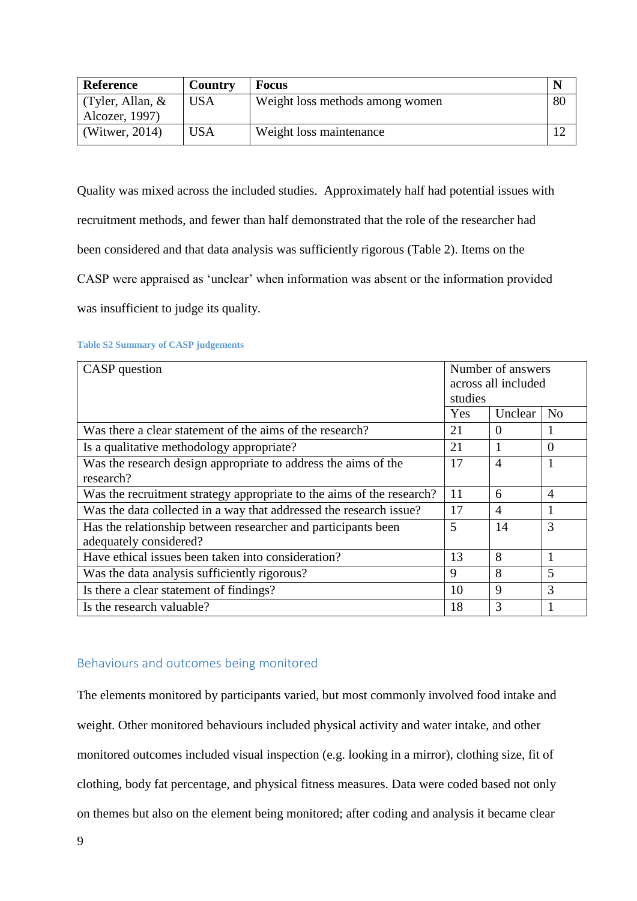| Reference | Country | Focus | N |
|---|---|---|---|
| (Tyler, Allan, & Alcozer, 1997) | USA | Weight loss methods among women | 80 |
| (Witwer, 2014) | USA | Weight loss maintenance | 12 |

Quality was mixed across the included studies. Approximately half had potential issues with recruitment methods, and fewer than half demonstrated that the role of the researcher had been considered and that data analysis was sufficiently rigorous (Table 2). Items on the CASP were appraised as 'unclear' when information was absent or the information provided was insufficient to judge its quality.

**Table S2 Summary of CASP judgements**

| CASP question | Number of answers across all included studies | | |
|---|---|---|---|
| | Yes | Unclear | No |
| Was there a clear statement of the aims of the research? | 21 | 0 | 1 |
| Is a qualitative methodology appropriate? | 21 | 1 | 0 |
| Was the research design appropriate to address the aims of the research? | 17 | 4 | 1 |
| Was the recruitment strategy appropriate to the aims of the research? | 11 | 6 | 4 |
| Was the data collected in a way that addressed the research issue? | 17 | 4 | 1 |
| Has the relationship between researcher and participants been adequately considered? | 5 | 14 | 3 |
| Have ethical issues been taken into consideration? | 13 | 8 | 1 |
| Was the data analysis sufficiently rigorous? | 9 | 8 | 5 |
| Is there a clear statement of findings? | 10 | 9 | 3 |
| Is the research valuable? | 18 | 3 | 1 |

## Behaviours and outcomes being monitored

The elements monitored by participants varied, but most commonly involved food intake and weight. Other monitored behaviours included physical activity and water intake, and other monitored outcomes included visual inspection (e.g. looking in a mirror), clothing size, fit of clothing, body fat percentage, and physical fitness measures. Data were coded based not only on themes but also on the element being monitored; after coding and analysis it became clear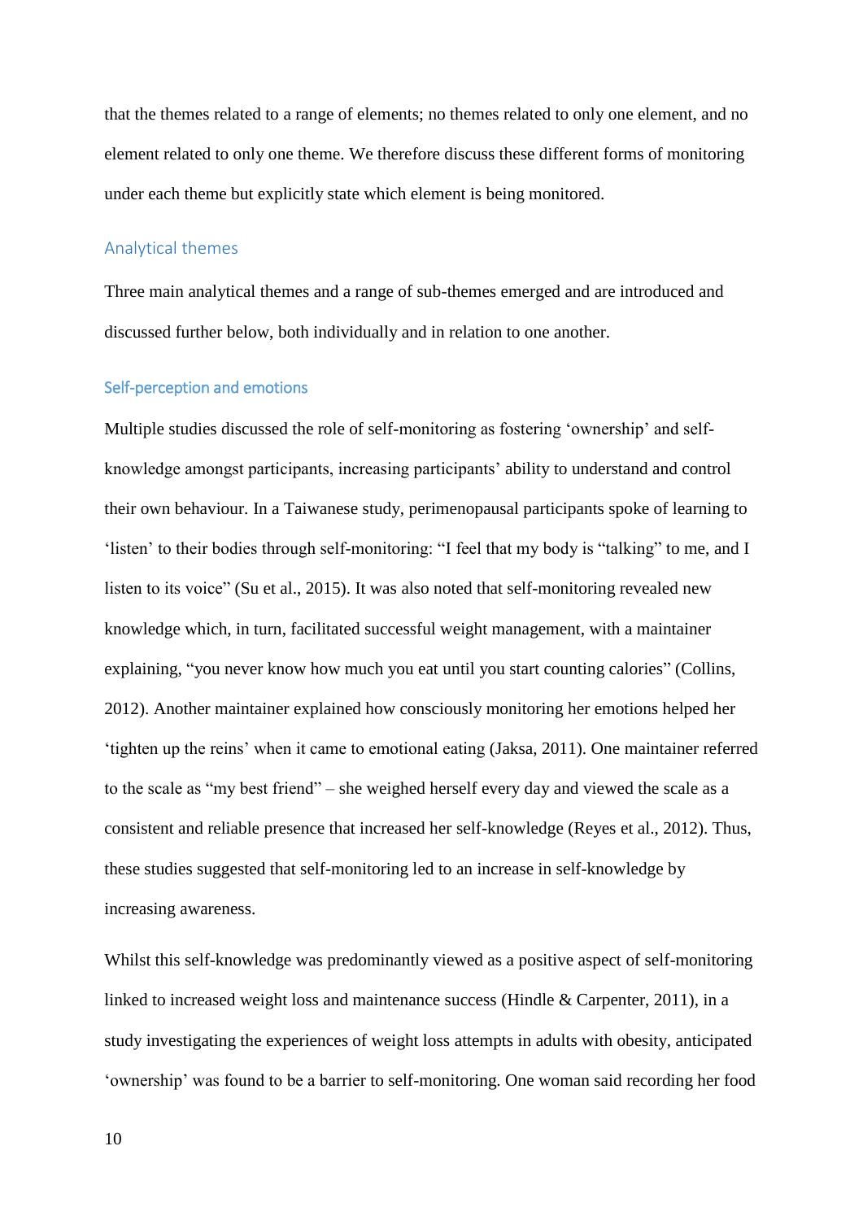that the themes related to a range of elements; no themes related to only one element, and no element related to only one theme. We therefore discuss these different forms of monitoring under each theme but explicitly state which element is being monitored.

## Analytical themes

Three main analytical themes and a range of sub-themes emerged and are introduced and discussed further below, both individually and in relation to one another.

### Self-perception and emotions

Multiple studies discussed the role of self-monitoring as fostering 'ownership' and self-knowledge amongst participants, increasing participants' ability to understand and control their own behaviour. In a Taiwanese study, perimenopausal participants spoke of learning to 'listen' to their bodies through self-monitoring: "I feel that my body is "talking" to me, and I listen to its voice" (Su et al., 2015). It was also noted that self-monitoring revealed new knowledge which, in turn, facilitated successful weight management, with a maintainer explaining, "you never know how much you eat until you start counting calories" (Collins, 2012). Another maintainer explained how consciously monitoring her emotions helped her 'tighten up the reins' when it came to emotional eating (Jaksa, 2011). One maintainer referred to the scale as "my best friend" – she weighed herself every day and viewed the scale as a consistent and reliable presence that increased her self-knowledge (Reyes et al., 2012). Thus, these studies suggested that self-monitoring led to an increase in self-knowledge by increasing awareness.

Whilst this self-knowledge was predominantly viewed as a positive aspect of self-monitoring linked to increased weight loss and maintenance success (Hindle & Carpenter, 2011), in a study investigating the experiences of weight loss attempts in adults with obesity, anticipated 'ownership' was found to be a barrier to self-monitoring. One woman said recording her food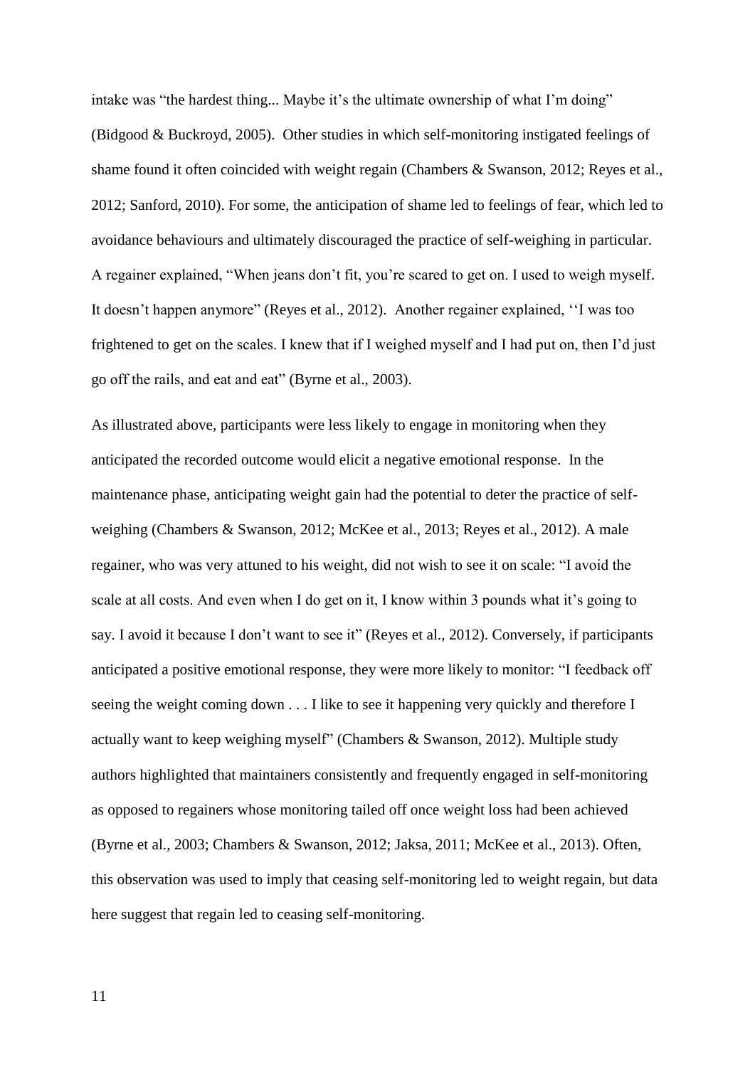intake was "the hardest thing... Maybe it's the ultimate ownership of what I'm doing" (Bidgood & Buckroyd, 2005). Other studies in which self-monitoring instigated feelings of shame found it often coincided with weight regain (Chambers & Swanson, 2012; Reyes et al., 2012; Sanford, 2010). For some, the anticipation of shame led to feelings of fear, which led to avoidance behaviours and ultimately discouraged the practice of self-weighing in particular. A regainer explained, "When jeans don't fit, you're scared to get on. I used to weigh myself. It doesn't happen anymore" (Reyes et al., 2012). Another regainer explained, ''I was too frightened to get on the scales. I knew that if I weighed myself and I had put on, then I'd just go off the rails, and eat and eat" (Byrne et al., 2003).

As illustrated above, participants were less likely to engage in monitoring when they anticipated the recorded outcome would elicit a negative emotional response. In the maintenance phase, anticipating weight gain had the potential to deter the practice of self-weighing (Chambers & Swanson, 2012; McKee et al., 2013; Reyes et al., 2012). A male regainer, who was very attuned to his weight, did not wish to see it on scale: "I avoid the scale at all costs. And even when I do get on it, I know within 3 pounds what it's going to say. I avoid it because I don't want to see it" (Reyes et al., 2012). Conversely, if participants anticipated a positive emotional response, they were more likely to monitor: "I feedback off seeing the weight coming down . . . I like to see it happening very quickly and therefore I actually want to keep weighing myself" (Chambers & Swanson, 2012). Multiple study authors highlighted that maintainers consistently and frequently engaged in self-monitoring as opposed to regainers whose monitoring tailed off once weight loss had been achieved (Byrne et al., 2003; Chambers & Swanson, 2012; Jaksa, 2011; McKee et al., 2013). Often, this observation was used to imply that ceasing self-monitoring led to weight regain, but data here suggest that regain led to ceasing self-monitoring.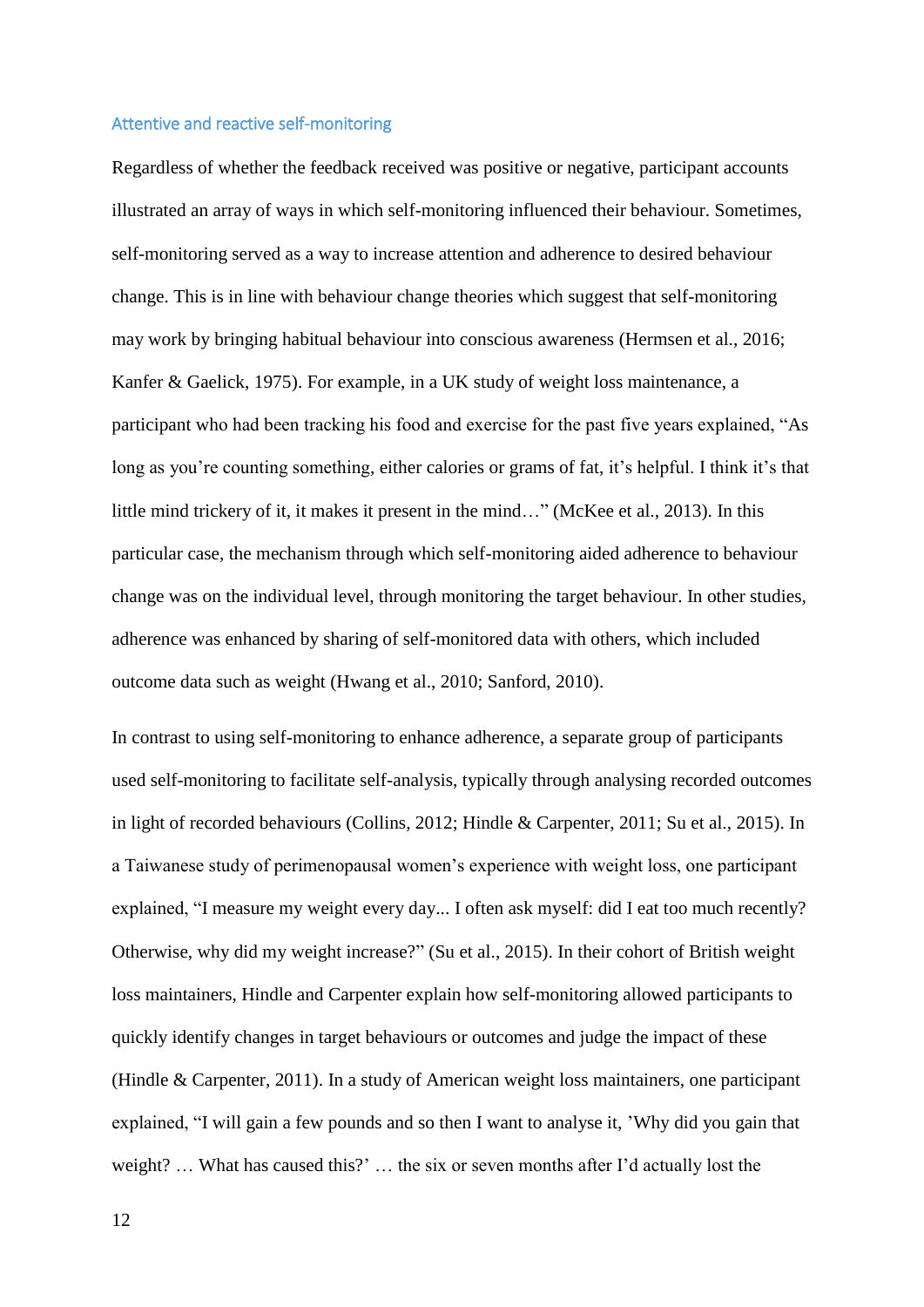### Attentive and reactive self-monitoring

Regardless of whether the feedback received was positive or negative, participant accounts illustrated an array of ways in which self-monitoring influenced their behaviour. Sometimes, self-monitoring served as a way to increase attention and adherence to desired behaviour change. This is in line with behaviour change theories which suggest that self-monitoring may work by bringing habitual behaviour into conscious awareness (Hermsen et al., 2016; Kanfer & Gaelick, 1975). For example, in a UK study of weight loss maintenance, a participant who had been tracking his food and exercise for the past five years explained, "As long as you're counting something, either calories or grams of fat, it's helpful. I think it's that little mind trickery of it, it makes it present in the mind…" (McKee et al., 2013). In this particular case, the mechanism through which self-monitoring aided adherence to behaviour change was on the individual level, through monitoring the target behaviour. In other studies, adherence was enhanced by sharing of self-monitored data with others, which included outcome data such as weight (Hwang et al., 2010; Sanford, 2010).

In contrast to using self-monitoring to enhance adherence, a separate group of participants used self-monitoring to facilitate self-analysis, typically through analysing recorded outcomes in light of recorded behaviours (Collins, 2012; Hindle & Carpenter, 2011; Su et al., 2015). In a Taiwanese study of perimenopausal women's experience with weight loss, one participant explained, "I measure my weight every day... I often ask myself: did I eat too much recently? Otherwise, why did my weight increase?" (Su et al., 2015). In their cohort of British weight loss maintainers, Hindle and Carpenter explain how self-monitoring allowed participants to quickly identify changes in target behaviours or outcomes and judge the impact of these (Hindle & Carpenter, 2011). In a study of American weight loss maintainers, one participant explained, "I will gain a few pounds and so then I want to analyse it, 'Why did you gain that weight? … What has caused this?' … the six or seven months after I'd actually lost the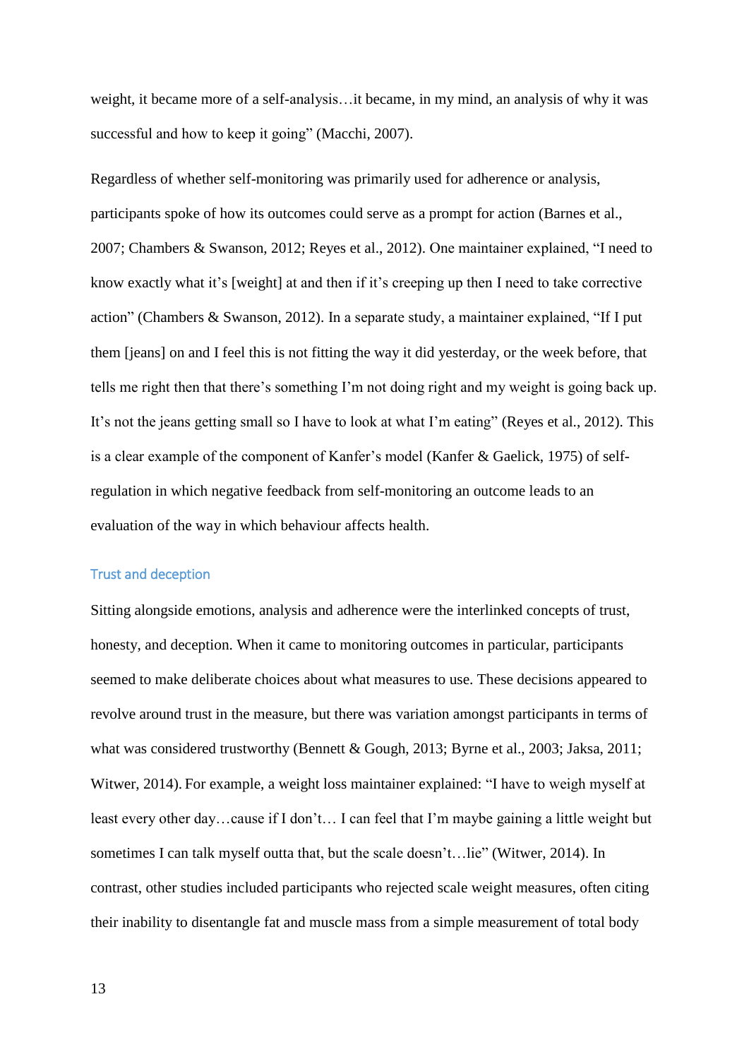weight, it became more of a self-analysis…it became, in my mind, an analysis of why it was successful and how to keep it going" (Macchi, 2007).

Regardless of whether self-monitoring was primarily used for adherence or analysis, participants spoke of how its outcomes could serve as a prompt for action (Barnes et al., 2007; Chambers & Swanson, 2012; Reyes et al., 2012). One maintainer explained, "I need to know exactly what it's [weight] at and then if it's creeping up then I need to take corrective action" (Chambers & Swanson, 2012). In a separate study, a maintainer explained, "If I put them [jeans] on and I feel this is not fitting the way it did yesterday, or the week before, that tells me right then that there's something I'm not doing right and my weight is going back up. It's not the jeans getting small so I have to look at what I'm eating" (Reyes et al., 2012). This is a clear example of the component of Kanfer's model (Kanfer & Gaelick, 1975) of self-regulation in which negative feedback from self-monitoring an outcome leads to an evaluation of the way in which behaviour affects health.

### Trust and deception

Sitting alongside emotions, analysis and adherence were the interlinked concepts of trust, honesty, and deception. When it came to monitoring outcomes in particular, participants seemed to make deliberate choices about what measures to use. These decisions appeared to revolve around trust in the measure, but there was variation amongst participants in terms of what was considered trustworthy (Bennett & Gough, 2013; Byrne et al., 2003; Jaksa, 2011; Witwer, 2014). For example, a weight loss maintainer explained: "I have to weigh myself at least every other day…cause if I don't… I can feel that I'm maybe gaining a little weight but sometimes I can talk myself outta that, but the scale doesn't…lie" (Witwer, 2014). In contrast, other studies included participants who rejected scale weight measures, often citing their inability to disentangle fat and muscle mass from a simple measurement of total body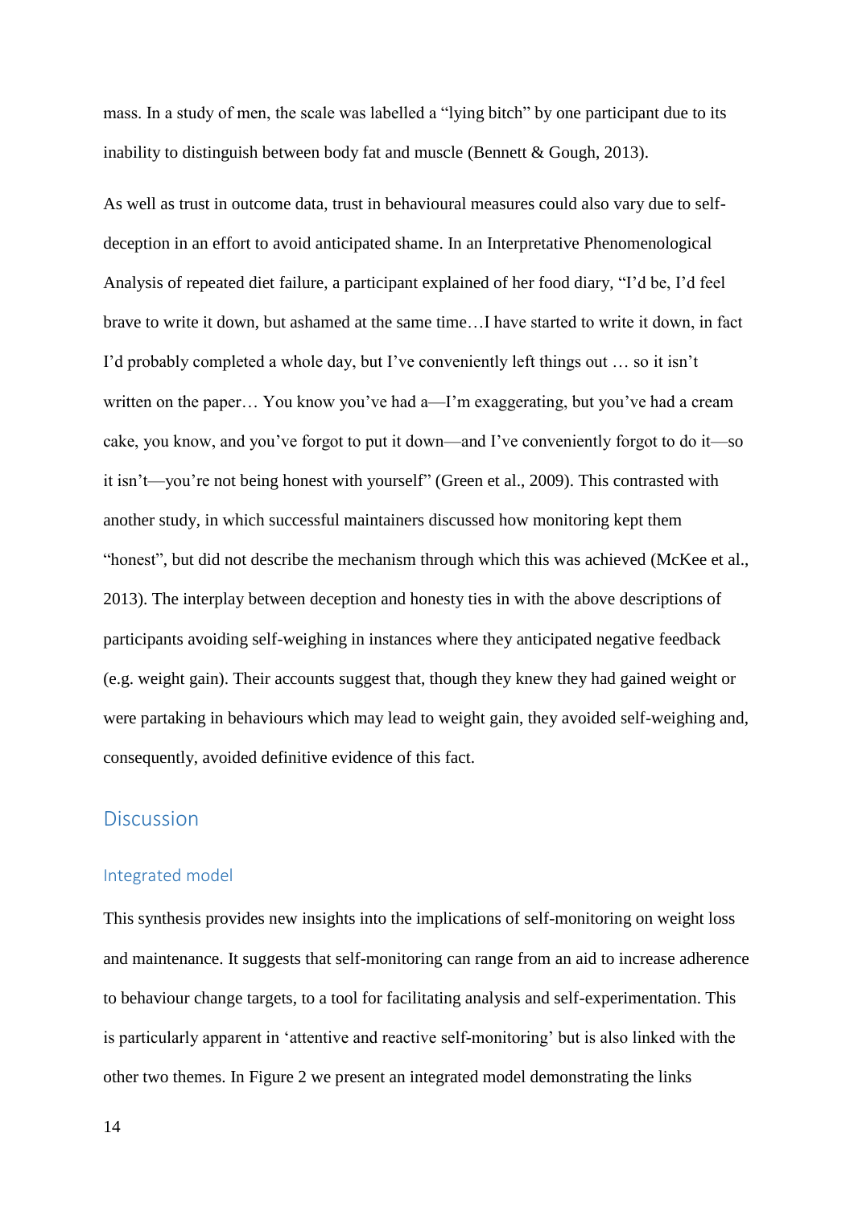mass. In a study of men, the scale was labelled a "lying bitch" by one participant due to its inability to distinguish between body fat and muscle (Bennett & Gough, 2013).

As well as trust in outcome data, trust in behavioural measures could also vary due to self-deception in an effort to avoid anticipated shame. In an Interpretative Phenomenological Analysis of repeated diet failure, a participant explained of her food diary, "I'd be, I'd feel brave to write it down, but ashamed at the same time…I have started to write it down, in fact I'd probably completed a whole day, but I've conveniently left things out … so it isn't written on the paper… You know you've had a—I'm exaggerating, but you've had a cream cake, you know, and you've forgot to put it down—and I've conveniently forgot to do it—so it isn't—you're not being honest with yourself" (Green et al., 2009). This contrasted with another study, in which successful maintainers discussed how monitoring kept them "honest", but did not describe the mechanism through which this was achieved (McKee et al., 2013). The interplay between deception and honesty ties in with the above descriptions of participants avoiding self-weighing in instances where they anticipated negative feedback (e.g. weight gain). Their accounts suggest that, though they knew they had gained weight or were partaking in behaviours which may lead to weight gain, they avoided self-weighing and, consequently, avoided definitive evidence of this fact.

## Discussion

### Integrated model

This synthesis provides new insights into the implications of self-monitoring on weight loss and maintenance. It suggests that self-monitoring can range from an aid to increase adherence to behaviour change targets, to a tool for facilitating analysis and self-experimentation. This is particularly apparent in 'attentive and reactive self-monitoring' but is also linked with the other two themes. In Figure 2 we present an integrated model demonstrating the links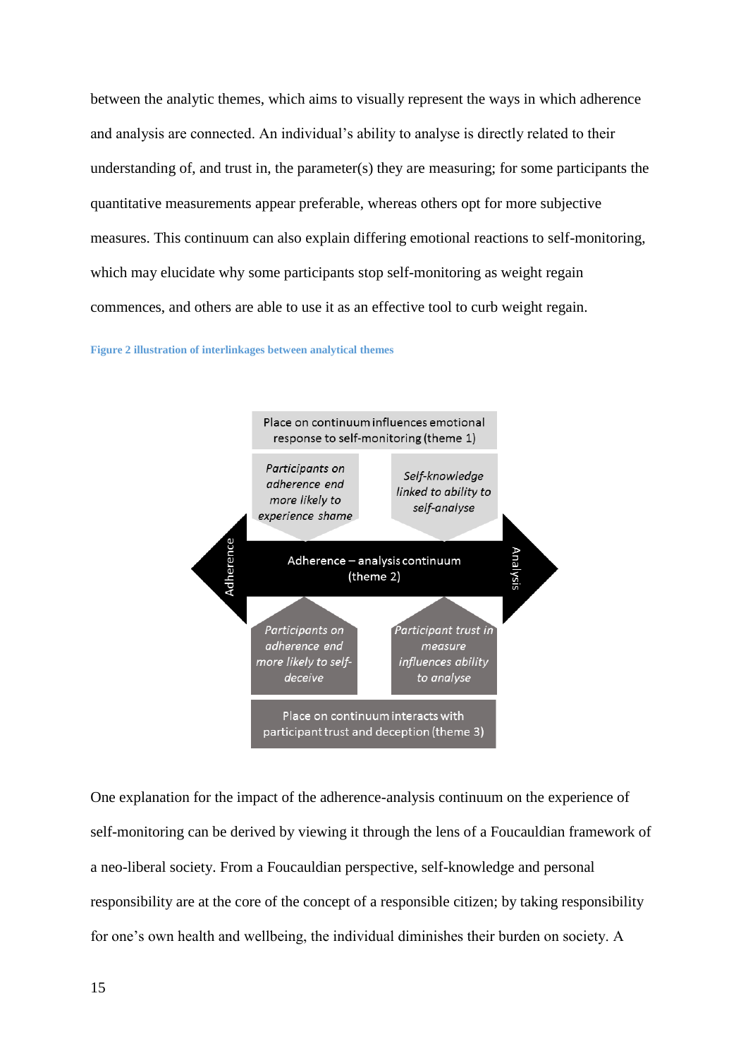between the analytic themes, which aims to visually represent the ways in which adherence and analysis are connected. An individual's ability to analyse is directly related to their understanding of, and trust in, the parameter(s) they are measuring; for some participants the quantitative measurements appear preferable, whereas others opt for more subjective measures. This continuum can also explain differing emotional reactions to self-monitoring, which may elucidate why some participants stop self-monitoring as weight regain commences, and others are able to use it as an effective tool to curb weight regain.

**Figure 2 illustration of interlinkages between analytical themes**

Place on continuum influences emotional response to self-monitoring (theme 1)

*Participants on adherence end more likely to experience shame*

*Self-knowledge linked to ability to self-analyse*

Adherence

Adherence – analysis continuum (theme 2)

Analysis

*Participants on adherence end more likely to self-deceive*

*Participant trust in measure influences ability to analyse*

Place on continuum interacts with participant trust and deception (theme 3)

One explanation for the impact of the adherence-analysis continuum on the experience of self-monitoring can be derived by viewing it through the lens of a Foucauldian framework of a neo-liberal society. From a Foucauldian perspective, self-knowledge and personal responsibility are at the core of the concept of a responsible citizen; by taking responsibility for one's own health and wellbeing, the individual diminishes their burden on society. A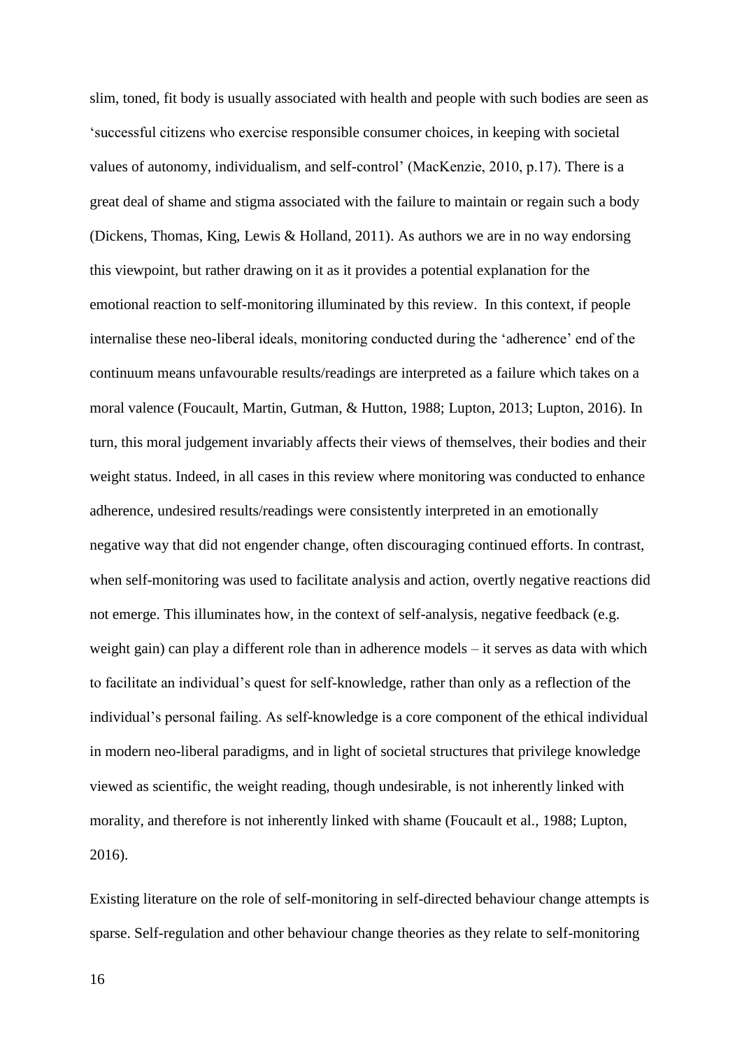slim, toned, fit body is usually associated with health and people with such bodies are seen as 'successful citizens who exercise responsible consumer choices, in keeping with societal values of autonomy, individualism, and self-control' (MacKenzie, 2010, p.17). There is a great deal of shame and stigma associated with the failure to maintain or regain such a body (Dickens, Thomas, King, Lewis & Holland, 2011). As authors we are in no way endorsing this viewpoint, but rather drawing on it as it provides a potential explanation for the emotional reaction to self-monitoring illuminated by this review. In this context, if people internalise these neo-liberal ideals, monitoring conducted during the 'adherence' end of the continuum means unfavourable results/readings are interpreted as a failure which takes on a moral valence (Foucault, Martin, Gutman, & Hutton, 1988; Lupton, 2013; Lupton, 2016). In turn, this moral judgement invariably affects their views of themselves, their bodies and their weight status. Indeed, in all cases in this review where monitoring was conducted to enhance adherence, undesired results/readings were consistently interpreted in an emotionally negative way that did not engender change, often discouraging continued efforts. In contrast, when self-monitoring was used to facilitate analysis and action, overtly negative reactions did not emerge. This illuminates how, in the context of self-analysis, negative feedback (e.g. weight gain) can play a different role than in adherence models – it serves as data with which to facilitate an individual's quest for self-knowledge, rather than only as a reflection of the individual's personal failing. As self-knowledge is a core component of the ethical individual in modern neo-liberal paradigms, and in light of societal structures that privilege knowledge viewed as scientific, the weight reading, though undesirable, is not inherently linked with morality, and therefore is not inherently linked with shame (Foucault et al., 1988; Lupton, 2016).

Existing literature on the role of self-monitoring in self-directed behaviour change attempts is sparse. Self-regulation and other behaviour change theories as they relate to self-monitoring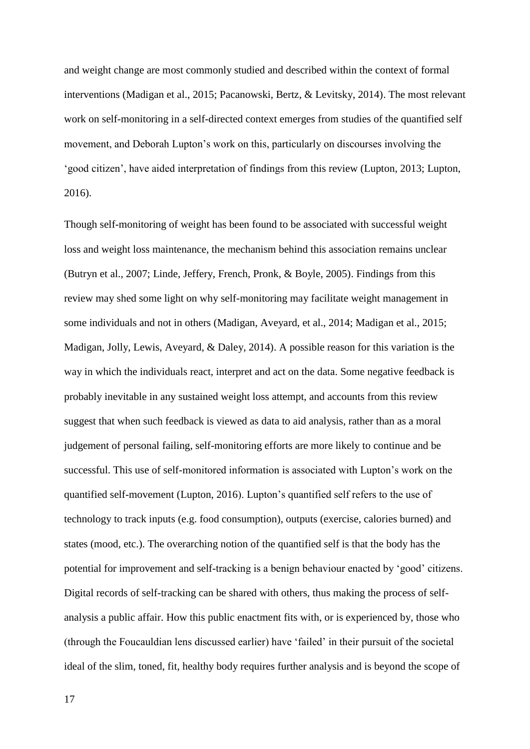and weight change are most commonly studied and described within the context of formal interventions (Madigan et al., 2015; Pacanowski, Bertz, & Levitsky, 2014). The most relevant work on self-monitoring in a self-directed context emerges from studies of the quantified self movement, and Deborah Lupton's work on this, particularly on discourses involving the 'good citizen', have aided interpretation of findings from this review (Lupton, 2013; Lupton, 2016).

Though self-monitoring of weight has been found to be associated with successful weight loss and weight loss maintenance, the mechanism behind this association remains unclear (Butryn et al., 2007; Linde, Jeffery, French, Pronk, & Boyle, 2005). Findings from this review may shed some light on why self-monitoring may facilitate weight management in some individuals and not in others (Madigan, Aveyard, et al., 2014; Madigan et al., 2015; Madigan, Jolly, Lewis, Aveyard, & Daley, 2014). A possible reason for this variation is the way in which the individuals react, interpret and act on the data. Some negative feedback is probably inevitable in any sustained weight loss attempt, and accounts from this review suggest that when such feedback is viewed as data to aid analysis, rather than as a moral judgement of personal failing, self-monitoring efforts are more likely to continue and be successful. This use of self-monitored information is associated with Lupton's work on the quantified self-movement (Lupton, 2016). Lupton's quantified self refers to the use of technology to track inputs (e.g. food consumption), outputs (exercise, calories burned) and states (mood, etc.). The overarching notion of the quantified self is that the body has the potential for improvement and self-tracking is a benign behaviour enacted by 'good' citizens. Digital records of self-tracking can be shared with others, thus making the process of self-analysis a public affair. How this public enactment fits with, or is experienced by, those who (through the Foucauldian lens discussed earlier) have 'failed' in their pursuit of the societal ideal of the slim, toned, fit, healthy body requires further analysis and is beyond the scope of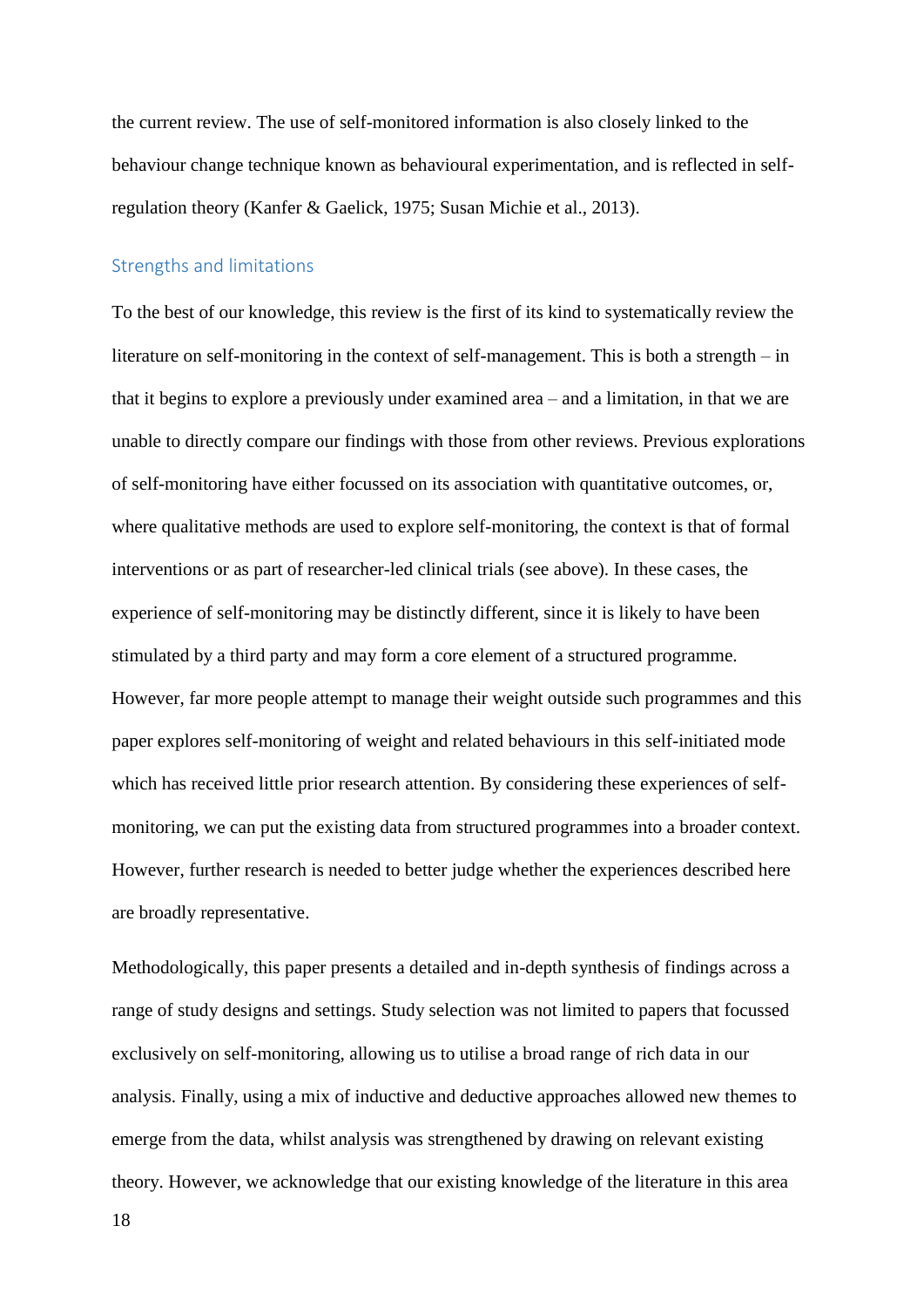the current review. The use of self-monitored information is also closely linked to the behaviour change technique known as behavioural experimentation, and is reflected in self-regulation theory (Kanfer & Gaelick, 1975; Susan Michie et al., 2013).

## Strengths and limitations

To the best of our knowledge, this review is the first of its kind to systematically review the literature on self-monitoring in the context of self-management. This is both a strength – in that it begins to explore a previously under examined area – and a limitation, in that we are unable to directly compare our findings with those from other reviews. Previous explorations of self-monitoring have either focussed on its association with quantitative outcomes, or, where qualitative methods are used to explore self-monitoring, the context is that of formal interventions or as part of researcher-led clinical trials (see above). In these cases, the experience of self-monitoring may be distinctly different, since it is likely to have been stimulated by a third party and may form a core element of a structured programme. However, far more people attempt to manage their weight outside such programmes and this paper explores self-monitoring of weight and related behaviours in this self-initiated mode which has received little prior research attention. By considering these experiences of self-monitoring, we can put the existing data from structured programmes into a broader context. However, further research is needed to better judge whether the experiences described here are broadly representative.

Methodologically, this paper presents a detailed and in-depth synthesis of findings across a range of study designs and settings. Study selection was not limited to papers that focussed exclusively on self-monitoring, allowing us to utilise a broad range of rich data in our analysis. Finally, using a mix of inductive and deductive approaches allowed new themes to emerge from the data, whilst analysis was strengthened by drawing on relevant existing theory. However, we acknowledge that our existing knowledge of the literature in this area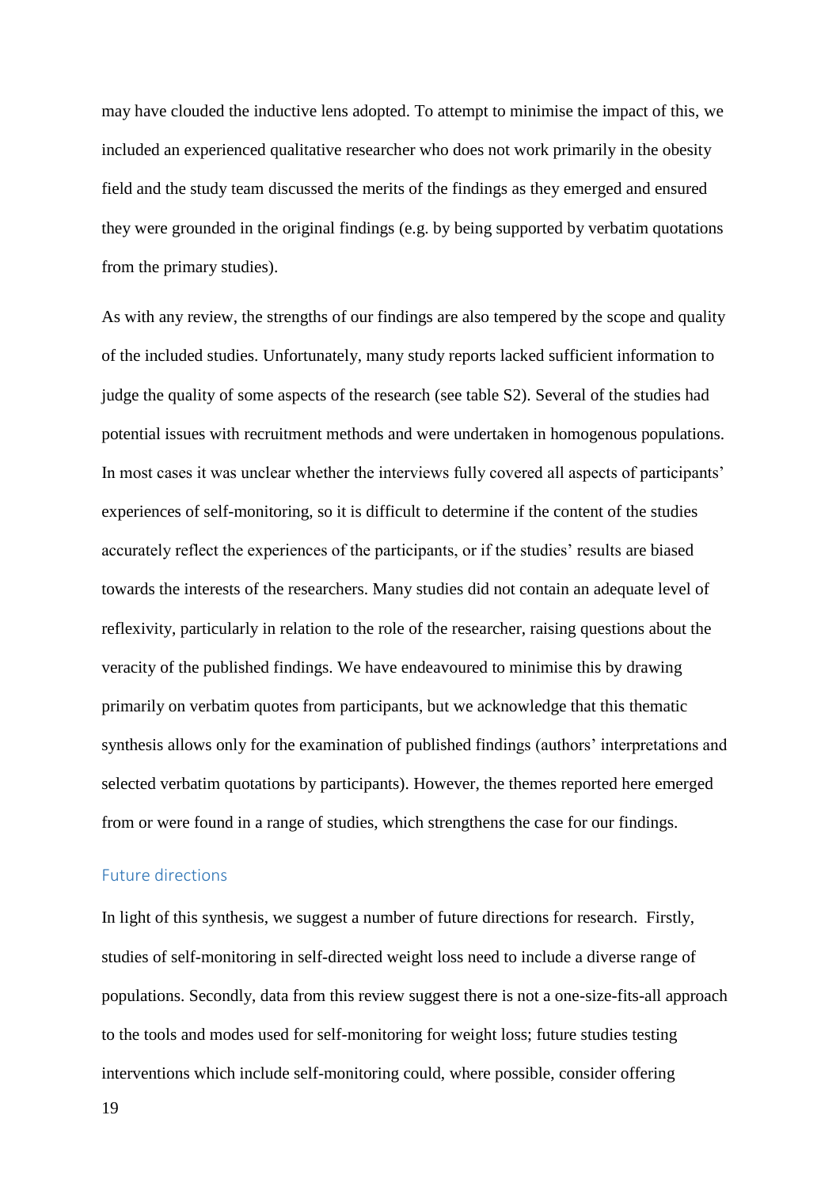may have clouded the inductive lens adopted. To attempt to minimise the impact of this, we included an experienced qualitative researcher who does not work primarily in the obesity field and the study team discussed the merits of the findings as they emerged and ensured they were grounded in the original findings (e.g. by being supported by verbatim quotations from the primary studies).

As with any review, the strengths of our findings are also tempered by the scope and quality of the included studies. Unfortunately, many study reports lacked sufficient information to judge the quality of some aspects of the research (see table S2). Several of the studies had potential issues with recruitment methods and were undertaken in homogenous populations. In most cases it was unclear whether the interviews fully covered all aspects of participants' experiences of self-monitoring, so it is difficult to determine if the content of the studies accurately reflect the experiences of the participants, or if the studies' results are biased towards the interests of the researchers. Many studies did not contain an adequate level of reflexivity, particularly in relation to the role of the researcher, raising questions about the veracity of the published findings. We have endeavoured to minimise this by drawing primarily on verbatim quotes from participants, but we acknowledge that this thematic synthesis allows only for the examination of published findings (authors' interpretations and selected verbatim quotations by participants). However, the themes reported here emerged from or were found in a range of studies, which strengthens the case for our findings.

## Future directions

In light of this synthesis, we suggest a number of future directions for research. Firstly, studies of self-monitoring in self-directed weight loss need to include a diverse range of populations. Secondly, data from this review suggest there is not a one-size-fits-all approach to the tools and modes used for self-monitoring for weight loss; future studies testing interventions which include self-monitoring could, where possible, consider offering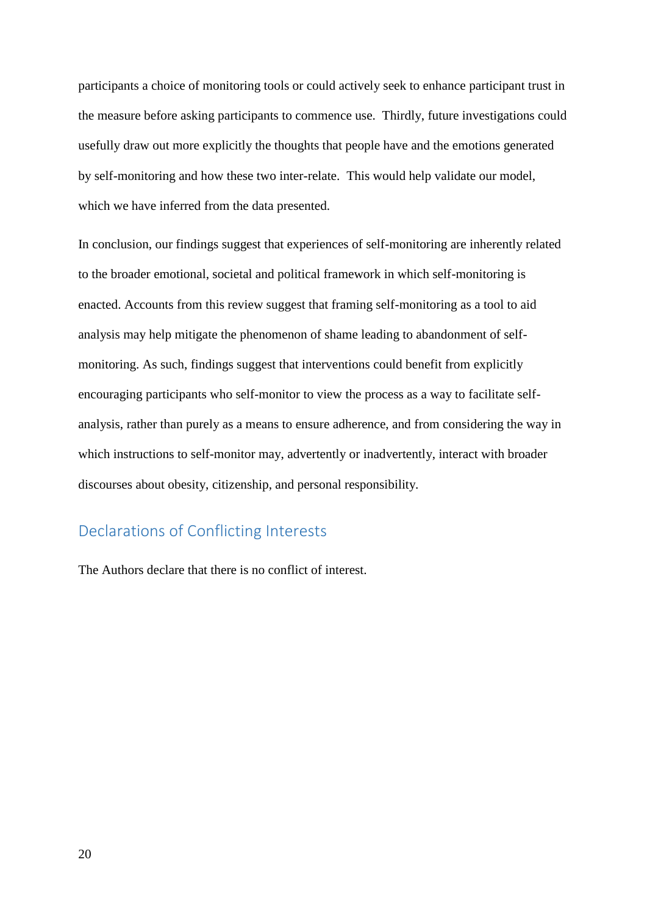participants a choice of monitoring tools or could actively seek to enhance participant trust in the measure before asking participants to commence use. Thirdly, future investigations could usefully draw out more explicitly the thoughts that people have and the emotions generated by self-monitoring and how these two inter-relate. This would help validate our model, which we have inferred from the data presented.

In conclusion, our findings suggest that experiences of self-monitoring are inherently related to the broader emotional, societal and political framework in which self-monitoring is enacted. Accounts from this review suggest that framing self-monitoring as a tool to aid analysis may help mitigate the phenomenon of shame leading to abandonment of self-monitoring. As such, findings suggest that interventions could benefit from explicitly encouraging participants who self-monitor to view the process as a way to facilitate self-analysis, rather than purely as a means to ensure adherence, and from considering the way in which instructions to self-monitor may, advertently or inadvertently, interact with broader discourses about obesity, citizenship, and personal responsibility.

## Declarations of Conflicting Interests

The Authors declare that there is no conflict of interest.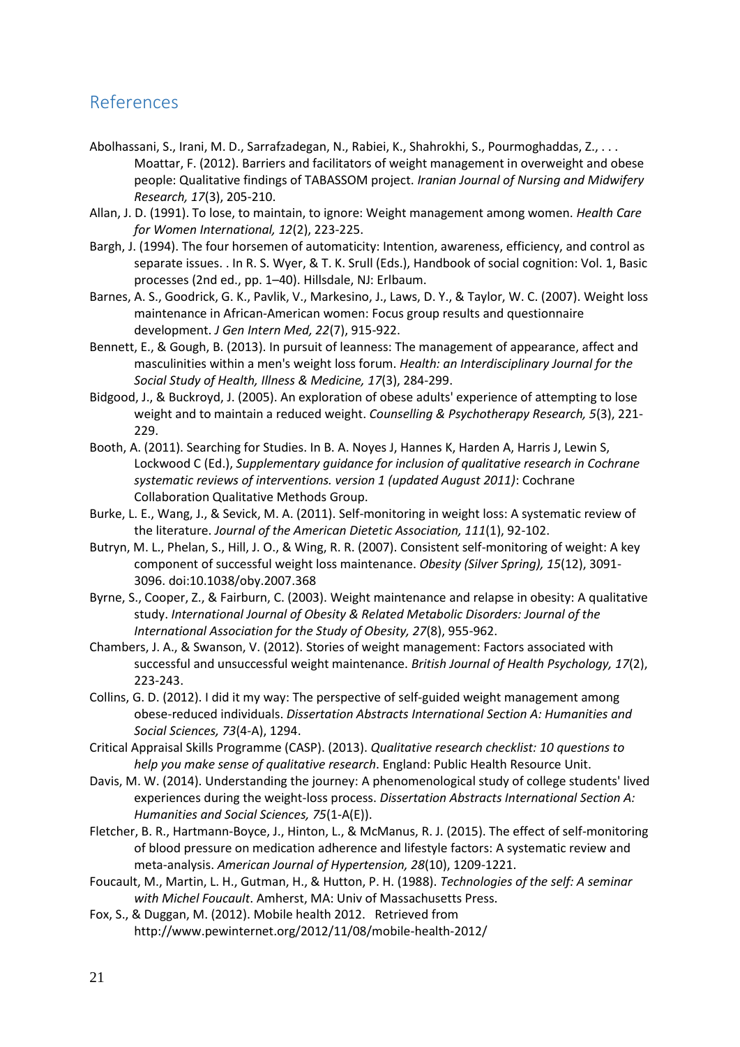## References

Abolhassani, S., Irani, M. D., Sarrafzadegan, N., Rabiei, K., Shahrokhi, S., Pourmoghaddas, Z., . . . Moattar, F. (2012). Barriers and facilitators of weight management in overweight and obese people: Qualitative findings of TABASSOM project. *Iranian Journal of Nursing and Midwifery Research, 17*(3), 205-210.

Allan, J. D. (1991). To lose, to maintain, to ignore: Weight management among women. *Health Care for Women International, 12*(2), 223-225.

Bargh, J. (1994). The four horsemen of automaticity: Intention, awareness, efficiency, and control as separate issues. . In R. S. Wyer, & T. K. Srull (Eds.), Handbook of social cognition: Vol. 1, Basic processes (2nd ed., pp. 1–40). Hillsdale, NJ: Erlbaum.

Barnes, A. S., Goodrick, G. K., Pavlik, V., Markesino, J., Laws, D. Y., & Taylor, W. C. (2007). Weight loss maintenance in African-American women: Focus group results and questionnaire development. *J Gen Intern Med, 22*(7), 915-922.

Bennett, E., & Gough, B. (2013). In pursuit of leanness: The management of appearance, affect and masculinities within a men's weight loss forum. *Health: an Interdisciplinary Journal for the Social Study of Health, Illness & Medicine, 17*(3), 284-299.

Bidgood, J., & Buckroyd, J. (2005). An exploration of obese adults' experience of attempting to lose weight and to maintain a reduced weight. *Counselling & Psychotherapy Research, 5*(3), 221-229.

Booth, A. (2011). Searching for Studies. In B. A. Noyes J, Hannes K, Harden A, Harris J, Lewin S, Lockwood C (Ed.), *Supplementary guidance for inclusion of qualitative research in Cochrane systematic reviews of interventions. version 1 (updated August 2011)*: Cochrane Collaboration Qualitative Methods Group.

Burke, L. E., Wang, J., & Sevick, M. A. (2011). Self-monitoring in weight loss: A systematic review of the literature. *Journal of the American Dietetic Association, 111*(1), 92-102.

Butryn, M. L., Phelan, S., Hill, J. O., & Wing, R. R. (2007). Consistent self-monitoring of weight: A key component of successful weight loss maintenance. *Obesity (Silver Spring), 15*(12), 3091-3096. doi:10.1038/oby.2007.368

Byrne, S., Cooper, Z., & Fairburn, C. (2003). Weight maintenance and relapse in obesity: A qualitative study. *International Journal of Obesity & Related Metabolic Disorders: Journal of the International Association for the Study of Obesity, 27*(8), 955-962.

Chambers, J. A., & Swanson, V. (2012). Stories of weight management: Factors associated with successful and unsuccessful weight maintenance. *British Journal of Health Psychology, 17*(2), 223-243.

Collins, G. D. (2012). I did it my way: The perspective of self-guided weight management among obese-reduced individuals. *Dissertation Abstracts International Section A: Humanities and Social Sciences, 73*(4-A), 1294.

Critical Appraisal Skills Programme (CASP). (2013). *Qualitative research checklist: 10 questions to help you make sense of qualitative research*. England: Public Health Resource Unit.

Davis, M. W. (2014). Understanding the journey: A phenomenological study of college students' lived experiences during the weight-loss process. *Dissertation Abstracts International Section A: Humanities and Social Sciences, 75*(1-A(E)).

Fletcher, B. R., Hartmann-Boyce, J., Hinton, L., & McManus, R. J. (2015). The effect of self-monitoring of blood pressure on medication adherence and lifestyle factors: A systematic review and meta-analysis. *American Journal of Hypertension, 28*(10), 1209-1221.

Foucault, M., Martin, L. H., Gutman, H., & Hutton, P. H. (1988). *Technologies of the self: A seminar with Michel Foucault*. Amherst, MA: Univ of Massachusetts Press.

Fox, S., & Duggan, M. (2012). Mobile health 2012. Retrieved from http://www.pewinternet.org/2012/11/08/mobile-health-2012/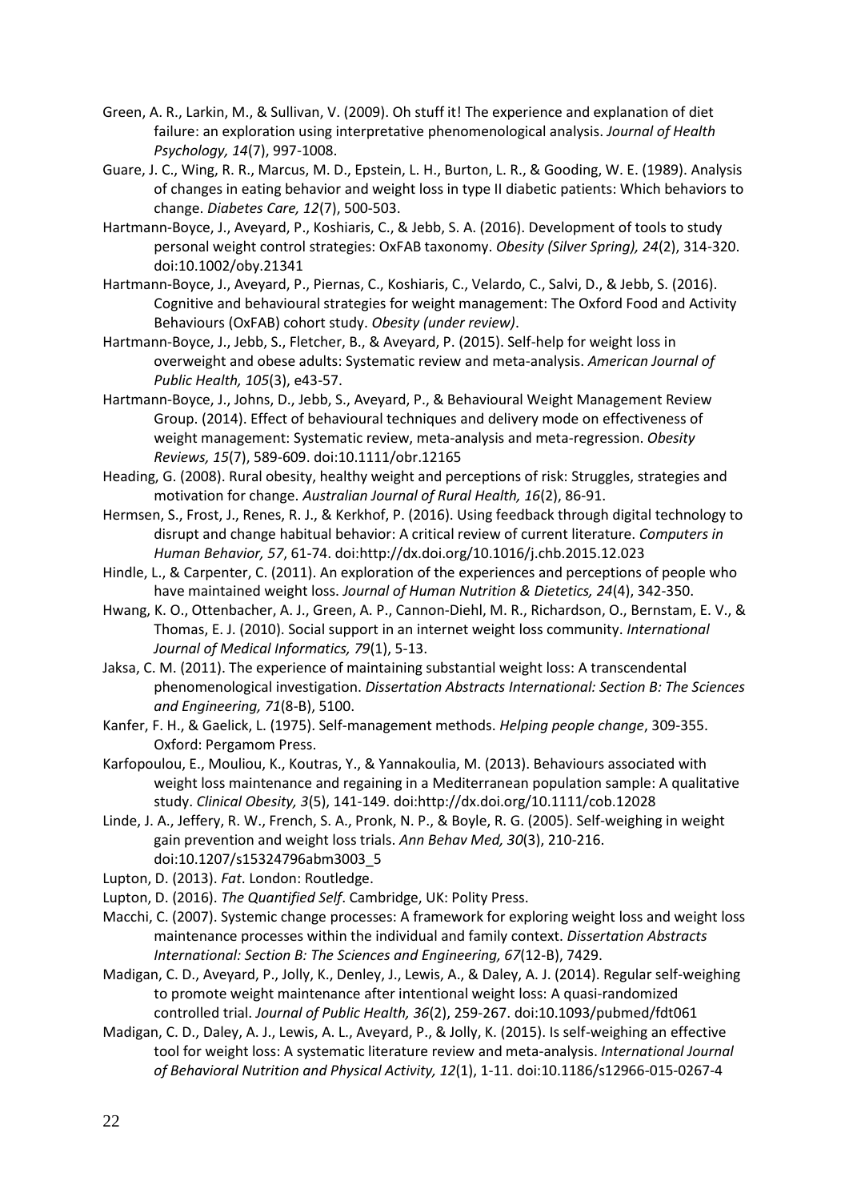Green, A. R., Larkin, M., & Sullivan, V. (2009). Oh stuff it! The experience and explanation of diet failure: an exploration using interpretative phenomenological analysis. *Journal of Health Psychology, 14*(7), 997-1008.

Guare, J. C., Wing, R. R., Marcus, M. D., Epstein, L. H., Burton, L. R., & Gooding, W. E. (1989). Analysis of changes in eating behavior and weight loss in type II diabetic patients: Which behaviors to change. *Diabetes Care, 12*(7), 500-503.

Hartmann-Boyce, J., Aveyard, P., Koshiaris, C., & Jebb, S. A. (2016). Development of tools to study personal weight control strategies: OxFAB taxonomy. *Obesity (Silver Spring), 24*(2), 314-320. doi:10.1002/oby.21341

Hartmann-Boyce, J., Aveyard, P., Piernas, C., Koshiaris, C., Velardo, C., Salvi, D., & Jebb, S. (2016). Cognitive and behavioural strategies for weight management: The Oxford Food and Activity Behaviours (OxFAB) cohort study. *Obesity (under review)*.

Hartmann-Boyce, J., Jebb, S., Fletcher, B., & Aveyard, P. (2015). Self-help for weight loss in overweight and obese adults: Systematic review and meta-analysis. *American Journal of Public Health, 105*(3), e43-57.

Hartmann-Boyce, J., Johns, D., Jebb, S., Aveyard, P., & Behavioural Weight Management Review Group. (2014). Effect of behavioural techniques and delivery mode on effectiveness of weight management: Systematic review, meta-analysis and meta-regression. *Obesity Reviews, 15*(7), 589-609. doi:10.1111/obr.12165

Heading, G. (2008). Rural obesity, healthy weight and perceptions of risk: Struggles, strategies and motivation for change. *Australian Journal of Rural Health, 16*(2), 86-91.

Hermsen, S., Frost, J., Renes, R. J., & Kerkhof, P. (2016). Using feedback through digital technology to disrupt and change habitual behavior: A critical review of current literature. *Computers in Human Behavior, 57*, 61-74. doi:http://dx.doi.org/10.1016/j.chb.2015.12.023

Hindle, L., & Carpenter, C. (2011). An exploration of the experiences and perceptions of people who have maintained weight loss. *Journal of Human Nutrition & Dietetics, 24*(4), 342-350.

Hwang, K. O., Ottenbacher, A. J., Green, A. P., Cannon-Diehl, M. R., Richardson, O., Bernstam, E. V., & Thomas, E. J. (2010). Social support in an internet weight loss community. *International Journal of Medical Informatics, 79*(1), 5-13.

Jaksa, C. M. (2011). The experience of maintaining substantial weight loss: A transcendental phenomenological investigation. *Dissertation Abstracts International: Section B: The Sciences and Engineering, 71*(8-B), 5100.

Kanfer, F. H., & Gaelick, L. (1975). Self-management methods. *Helping people change*, 309-355. Oxford: Pergamom Press.

Karfopoulou, E., Mouliou, K., Koutras, Y., & Yannakoulia, M. (2013). Behaviours associated with weight loss maintenance and regaining in a Mediterranean population sample: A qualitative study. *Clinical Obesity, 3*(5), 141-149. doi:http://dx.doi.org/10.1111/cob.12028

Linde, J. A., Jeffery, R. W., French, S. A., Pronk, N. P., & Boyle, R. G. (2005). Self-weighing in weight gain prevention and weight loss trials. *Ann Behav Med, 30*(3), 210-216. doi:10.1207/s15324796abm3003_5

Lupton, D. (2013). *Fat*. London: Routledge.

Lupton, D. (2016). *The Quantified Self*. Cambridge, UK: Polity Press.

Macchi, C. (2007). Systemic change processes: A framework for exploring weight loss and weight loss maintenance processes within the individual and family context. *Dissertation Abstracts International: Section B: The Sciences and Engineering, 67*(12-B), 7429.

Madigan, C. D., Aveyard, P., Jolly, K., Denley, J., Lewis, A., & Daley, A. J. (2014). Regular self-weighing to promote weight maintenance after intentional weight loss: A quasi-randomized controlled trial. *Journal of Public Health, 36*(2), 259-267. doi:10.1093/pubmed/fdt061

Madigan, C. D., Daley, A. J., Lewis, A. L., Aveyard, P., & Jolly, K. (2015). Is self-weighing an effective tool for weight loss: A systematic literature review and meta-analysis. *International Journal of Behavioral Nutrition and Physical Activity, 12*(1), 1-11. doi:10.1186/s12966-015-0267-4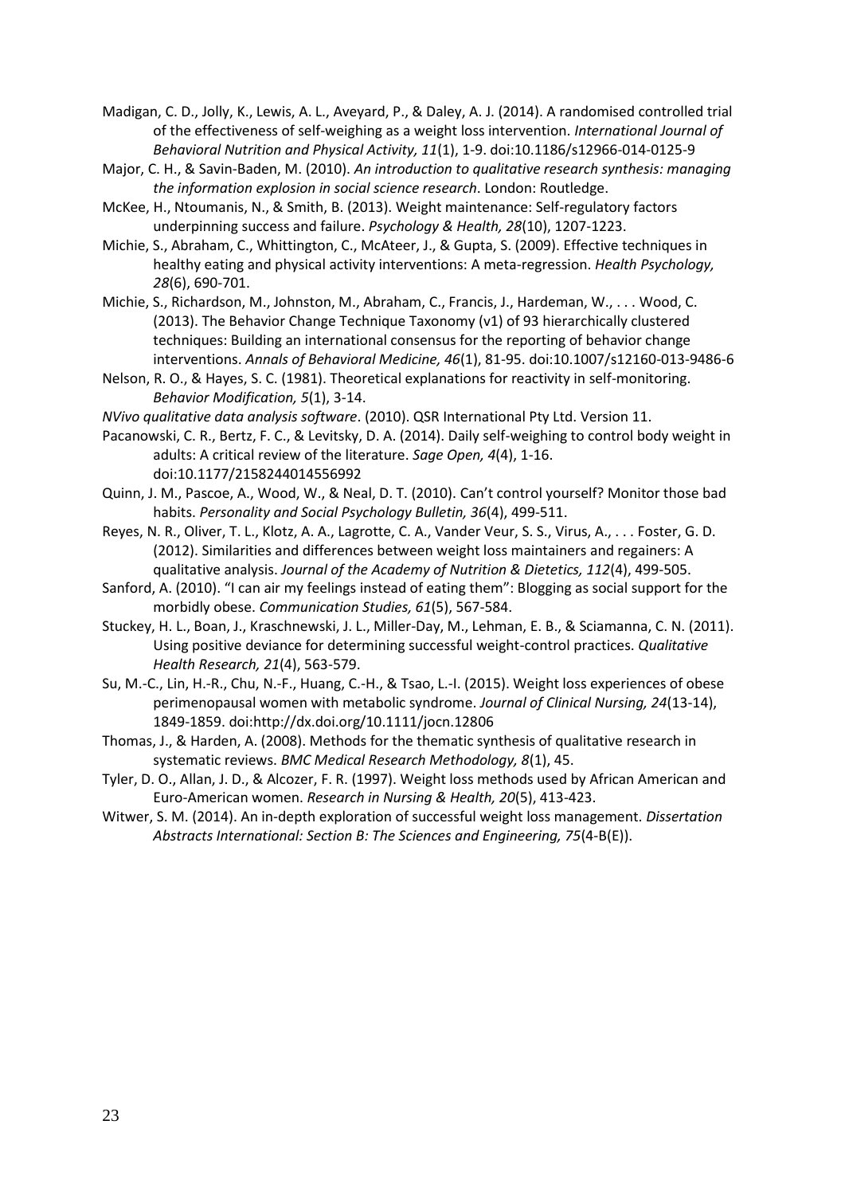Madigan, C. D., Jolly, K., Lewis, A. L., Aveyard, P., & Daley, A. J. (2014). A randomised controlled trial of the effectiveness of self-weighing as a weight loss intervention. *International Journal of Behavioral Nutrition and Physical Activity, 11*(1), 1-9. doi:10.1186/s12966-014-0125-9

Major, C. H., & Savin-Baden, M. (2010). *An introduction to qualitative research synthesis: managing the information explosion in social science research*. London: Routledge.

McKee, H., Ntoumanis, N., & Smith, B. (2013). Weight maintenance: Self-regulatory factors underpinning success and failure. *Psychology & Health, 28*(10), 1207-1223.

Michie, S., Abraham, C., Whittington, C., McAteer, J., & Gupta, S. (2009). Effective techniques in healthy eating and physical activity interventions: A meta-regression. *Health Psychology, 28*(6), 690-701.

Michie, S., Richardson, M., Johnston, M., Abraham, C., Francis, J., Hardeman, W., . . . Wood, C. (2013). The Behavior Change Technique Taxonomy (v1) of 93 hierarchically clustered techniques: Building an international consensus for the reporting of behavior change interventions. *Annals of Behavioral Medicine, 46*(1), 81-95. doi:10.1007/s12160-013-9486-6

Nelson, R. O., & Hayes, S. C. (1981). Theoretical explanations for reactivity in self-monitoring. *Behavior Modification, 5*(1), 3-14.

*NVivo qualitative data analysis software*. (2010). QSR International Pty Ltd. Version 11.

Pacanowski, C. R., Bertz, F. C., & Levitsky, D. A. (2014). Daily self-weighing to control body weight in adults: A critical review of the literature. *Sage Open, 4*(4), 1-16. doi:10.1177/2158244014556992

Quinn, J. M., Pascoe, A., Wood, W., & Neal, D. T. (2010). Can't control yourself? Monitor those bad habits. *Personality and Social Psychology Bulletin, 36*(4), 499-511.

Reyes, N. R., Oliver, T. L., Klotz, A. A., Lagrotte, C. A., Vander Veur, S. S., Virus, A., . . . Foster, G. D. (2012). Similarities and differences between weight loss maintainers and regainers: A qualitative analysis. *Journal of the Academy of Nutrition & Dietetics, 112*(4), 499-505.

Sanford, A. (2010). "I can air my feelings instead of eating them": Blogging as social support for the morbidly obese. *Communication Studies, 61*(5), 567-584.

Stuckey, H. L., Boan, J., Kraschnewski, J. L., Miller-Day, M., Lehman, E. B., & Sciamanna, C. N. (2011). Using positive deviance for determining successful weight-control practices. *Qualitative Health Research, 21*(4), 563-579.

Su, M.-C., Lin, H.-R., Chu, N.-F., Huang, C.-H., & Tsao, L.-I. (2015). Weight loss experiences of obese perimenopausal women with metabolic syndrome. *Journal of Clinical Nursing, 24*(13-14), 1849-1859. doi:http://dx.doi.org/10.1111/jocn.12806

Thomas, J., & Harden, A. (2008). Methods for the thematic synthesis of qualitative research in systematic reviews. *BMC Medical Research Methodology, 8*(1), 45.

Tyler, D. O., Allan, J. D., & Alcozer, F. R. (1997). Weight loss methods used by African American and Euro-American women. *Research in Nursing & Health, 20*(5), 413-423.

Witwer, S. M. (2014). An in-depth exploration of successful weight loss management. *Dissertation Abstracts International: Section B: The Sciences and Engineering, 75*(4-B(E)).